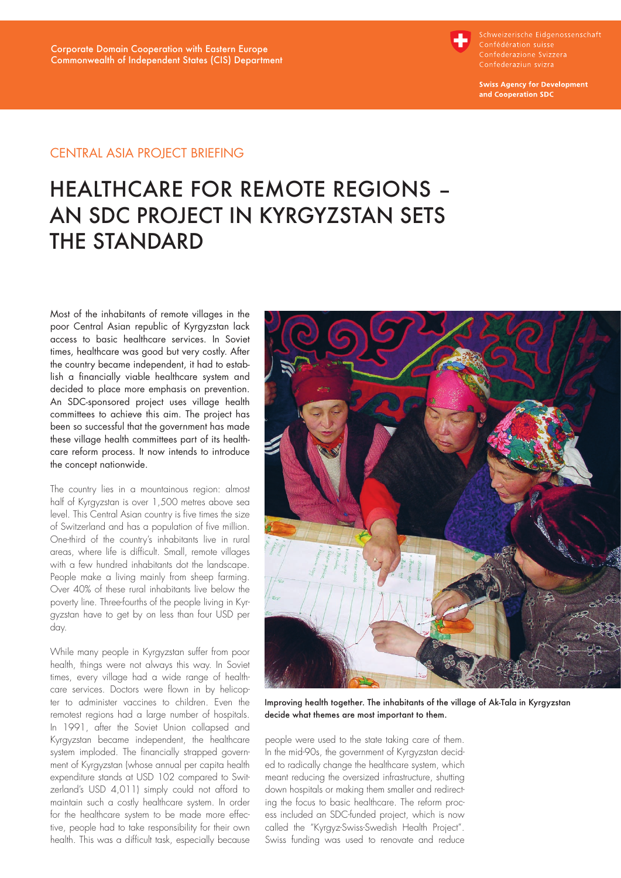Corporate Domain Cooperation with Eastern Europe
Commonwealth of Independent States (CIS) Department

Schweizerische Eidgenossenschaft
Confédération suisse
Confederazione Svizzera
Confederaziun svizra

**Swiss Agency for Development and Cooperation SDC**

## CENTRAL ASIA PROJECT BRIEFING

# HEALTHCARE FOR REMOTE REGIONS – AN SDC PROJECT IN KYRGYZSTAN SETS THE STANDARD

Most of the inhabitants of remote villages in the poor Central Asian republic of Kyrgyzstan lack access to basic healthcare services. In Soviet times, healthcare was good but very costly. After the country became independent, it had to establish a financially viable healthcare system and decided to place more emphasis on prevention. An SDC-sponsored project uses village health committees to achieve this aim. The project has been so successful that the government has made these village health committees part of its healthcare reform process. It now intends to introduce the concept nationwide.

The country lies in a mountainous region: almost half of Kyrgyzstan is over 1,500 metres above sea level. This Central Asian country is five times the size of Switzerland and has a population of five million. One-third of the country's inhabitants live in rural areas, where life is difficult. Small, remote villages with a few hundred inhabitants dot the landscape. People make a living mainly from sheep farming. Over 40% of these rural inhabitants live below the poverty line. Three-fourths of the people living in Kyrgyzstan have to get by on less than four USD per day.

While many people in Kyrgyzstan suffer from poor health, things were not always this way. In Soviet times, every village had a wide range of healthcare services. Doctors were flown in by helicopter to administer vaccines to children. Even the remotest regions had a large number of hospitals. In 1991, after the Soviet Union collapsed and Kyrgyzstan became independent, the healthcare system imploded. The financially strapped government of Kyrgyzstan (whose annual per capita health expenditure stands at USD 102 compared to Switzerland's USD 4,011) simply could not afford to maintain such a costly healthcare system. In order for the healthcare system to be made more effective, people had to take responsibility for their own health. This was a difficult task, especially because people were used to the state taking care of them. In the mid-90s, the government of Kyrgyzstan decided to radically change the healthcare system, which meant reducing the oversized infrastructure, shutting down hospitals or making them smaller and redirecting the focus to basic healthcare. The reform process included an SDC-funded project, which is now called the "Kyrgyz-Swiss-Swedish Health Project". Swiss funding was used to renovate and reduce

**Improving health together. The inhabitants of the village of Ak-Tala in Kyrgyzstan decide what themes are most important to them.**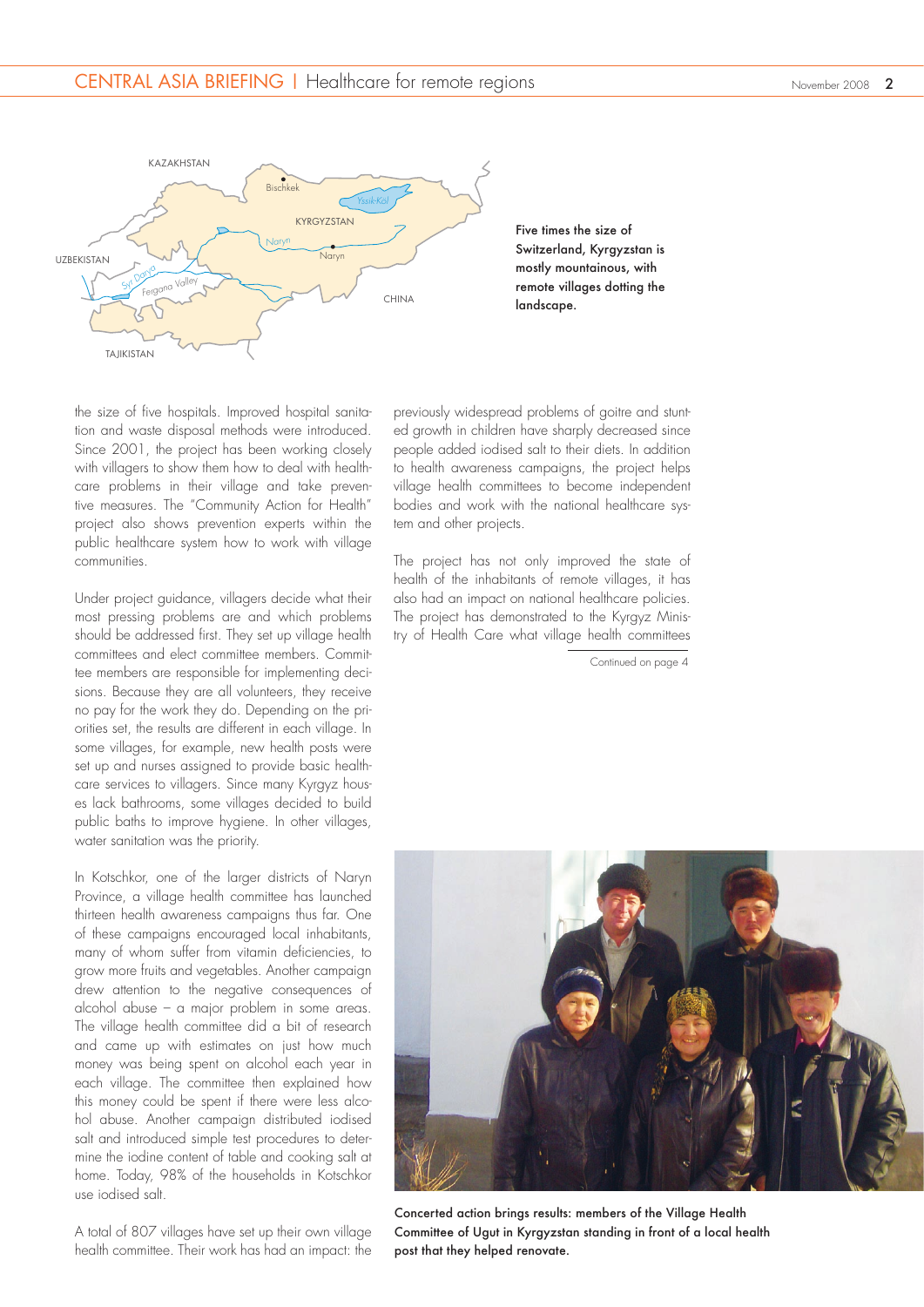Five times the size of Switzerland, Kyrgyzstan is mostly mountainous, with remote villages dotting the landscape.

the size of five hospitals. Improved hospital sanitation and waste disposal methods were introduced. Since 2001, the project has been working closely with villagers to show them how to deal with healthcare problems in their village and take preventive measures. The "Community Action for Health" project also shows prevention experts within the public healthcare system how to work with village communities.

Under project guidance, villagers decide what their most pressing problems are and which problems should be addressed first. They set up village health committees and elect committee members. Committee members are responsible for implementing decisions. Because they are all volunteers, they receive no pay for the work they do. Depending on the priorities set, the results are different in each village. In some villages, for example, new health posts were set up and nurses assigned to provide basic healthcare services to villagers. Since many Kyrgyz houses lack bathrooms, some villages decided to build public baths to improve hygiene. In other villages, water sanitation was the priority.

In Kotschkor, one of the larger districts of Naryn Province, a village health committee has launched thirteen health awareness campaigns thus far. One of these campaigns encouraged local inhabitants, many of whom suffer from vitamin deficiencies, to grow more fruits and vegetables. Another campaign drew attention to the negative consequences of alcohol abuse – a major problem in some areas. The village health committee did a bit of research and came up with estimates on just how much money was being spent on alcohol each year in each village. The committee then explained how this money could be spent if there were less alcohol abuse. Another campaign distributed iodised salt and introduced simple test procedures to determine the iodine content of table and cooking salt at home. Today, 98% of the households in Kotschkor use iodised salt.

A total of 807 villages have set up their own village health committee. Their work has had an impact: the previously widespread problems of goitre and stunted growth in children have sharply decreased since people added iodised salt to their diets. In addition to health awareness campaigns, the project helps village health committees to become independent bodies and work with the national healthcare system and other projects.

The project has not only improved the state of health of the inhabitants of remote villages, it has also had an impact on national healthcare policies. The project has demonstrated to the Kyrgyz Ministry of Health Care what village health committees

Continued on page 4

Concerted action brings results: members of the Village Health Committee of Ugut in Kyrgyzstan standing in front of a local health post that they helped renovate.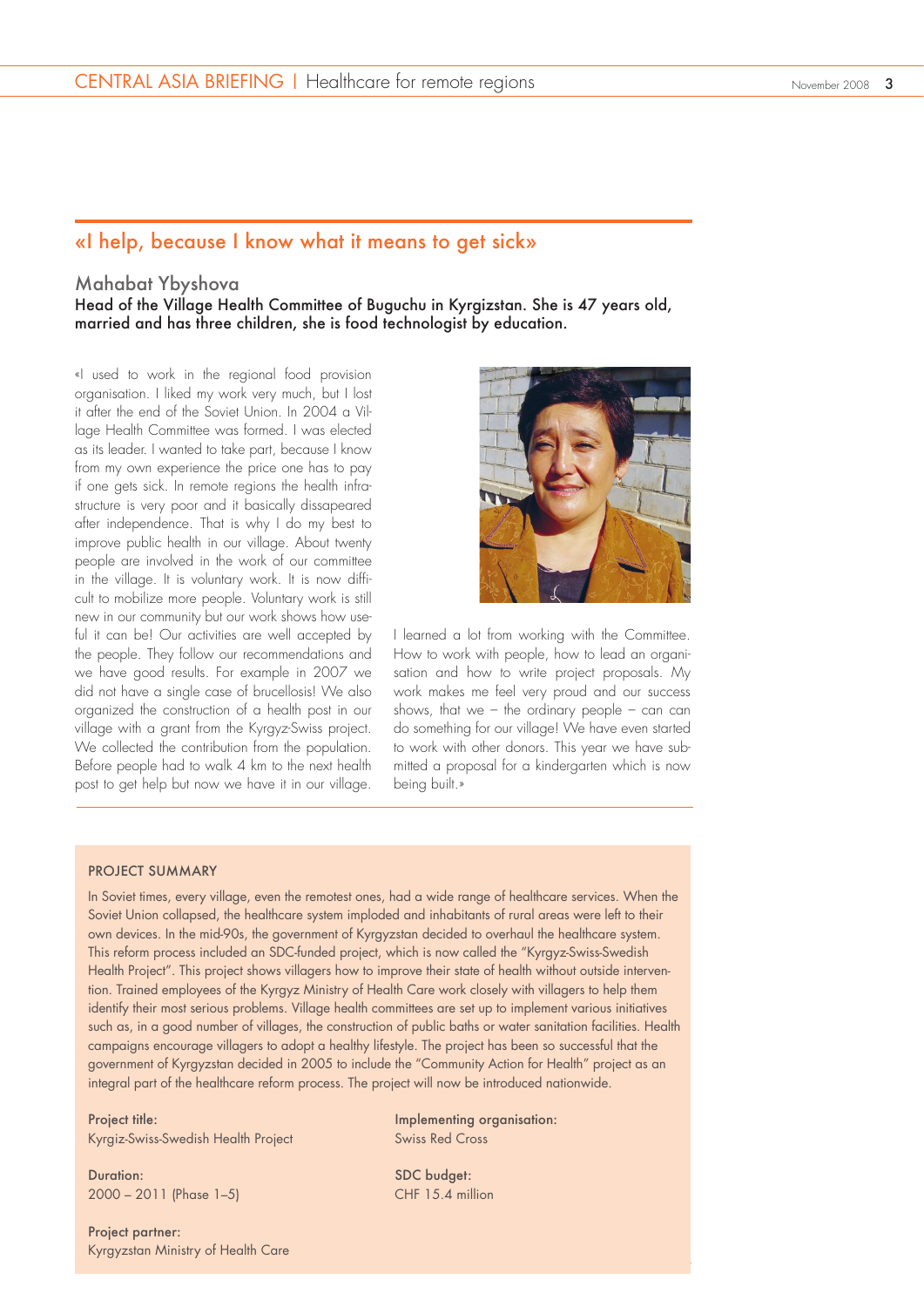## «I help, because I know what it means to get sick»

### Mahabat Ybyshova

**Head of the Village Health Committee of Buguchu in Kyrgizstan. She is 47 years old, married and has three children, she is food technologist by education.**

«I used to work in the regional food provision organisation. I liked my work very much, but I lost it after the end of the Soviet Union. In 2004 a Village Health Committee was formed. I was elected as its leader. I wanted to take part, because I know from my own experience the price one has to pay if one gets sick. In remote regions the health infrastructure is very poor and it basically dissapeared after independence. That is why I do my best to improve public health in our village. About twenty people are involved in the work of our committee in the village. It is voluntary work. It is now difficult to mobilize more people. Voluntary work is still new in our community but our work shows how useful it can be! Our activities are well accepted by the people. They follow our recommendations and we have good results. For example in 2007 we did not have a single case of brucellosis! We also organized the construction of a health post in our village with a grant from the Kyrgyz-Swiss project. We collected the contribution from the population. Before people had to walk 4 km to the next health post to get help but now we have it in our village.

I learned a lot from working with the Committee. How to work with people, how to lead an organisation and how to write project proposals. My work makes me feel very proud and our success shows, that we – the ordinary people – can can do something for our village! We have even started to work with other donors. This year we have submitted a proposal for a kindergarten which is now being built.»

### PROJECT SUMMARY

In Soviet times, every village, even the remotest ones, had a wide range of healthcare services. When the Soviet Union collapsed, the healthcare system imploded and inhabitants of rural areas were left to their own devices. In the mid-90s, the government of Kyrgyzstan decided to overhaul the healthcare system. This reform process included an SDC-funded project, which is now called the "Kyrgyz-Swiss-Swedish Health Project". This project shows villagers how to improve their state of health without outside intervention. Trained employees of the Kyrgyz Ministry of Health Care work closely with villagers to help them identify their most serious problems. Village health committees are set up to implement various initiatives such as, in a good number of villages, the construction of public baths or water sanitation facilities. Health campaigns encourage villagers to adopt a healthy lifestyle. The project has been so successful that the government of Kyrgyzstan decided in 2005 to include the "Community Action for Health" project as an integral part of the healthcare reform process. The project will now be introduced nationwide.

**Project title:**
Kyrgiz-Swiss-Swedish Health Project

**Duration:**
2000 – 2011 (Phase 1–5)

**Project partner:**
Kyrgyzstan Ministry of Health Care

**Implementing organisation:**
Swiss Red Cross

**SDC budget:**
CHF 15.4 million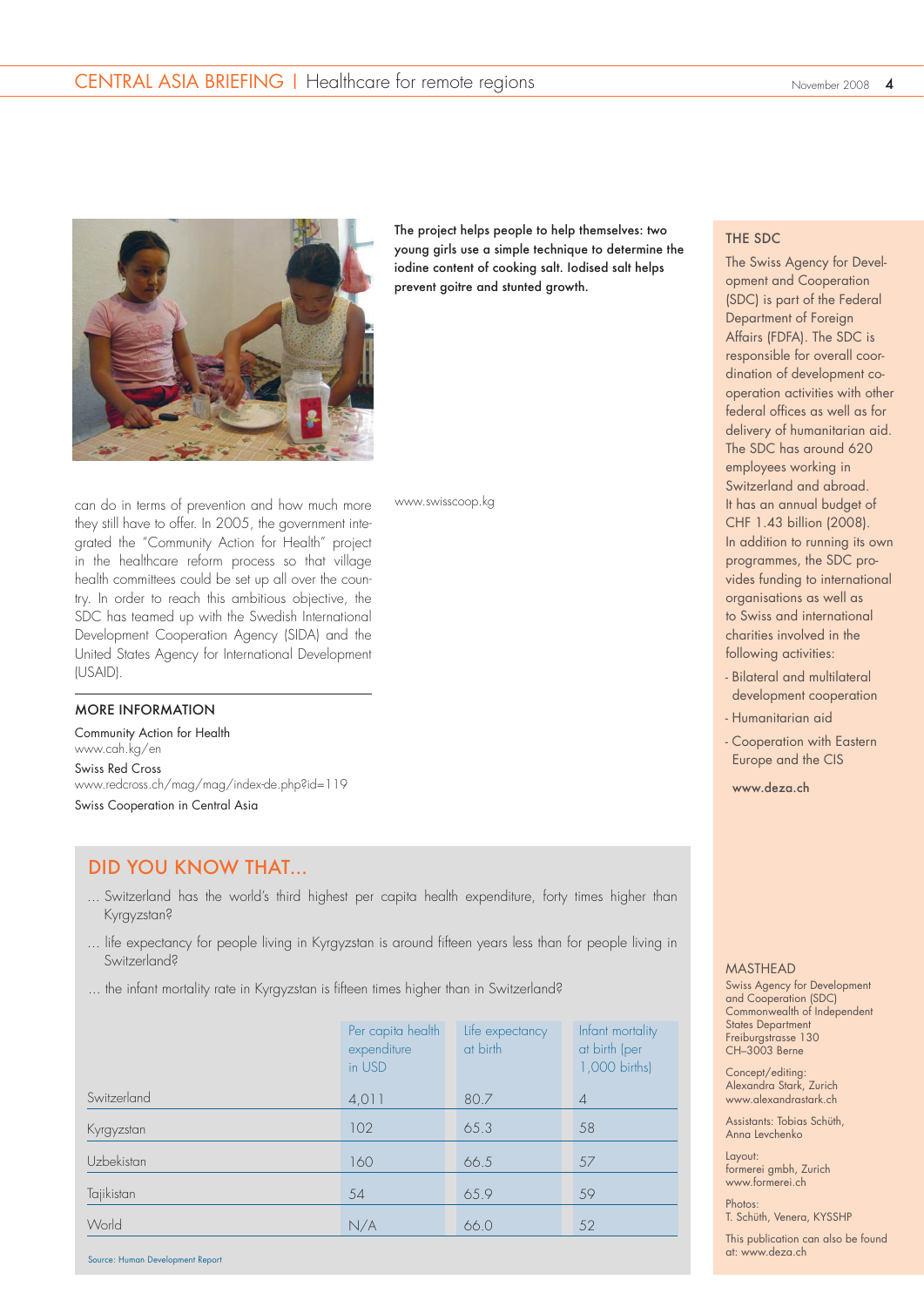The project helps people to help themselves: two young girls use a simple technique to determine the iodine content of cooking salt. Iodised salt helps prevent goitre and stunted growth.

can do in terms of prevention and how much more they still have to offer. In 2005, the government integrated the "Community Action for Health" project in the healthcare reform process so that village health committees could be set up all over the country. In order to reach this ambitious objective, the SDC has teamed up with the Swedish International Development Cooperation Agency (SIDA) and the United States Agency for International Development (USAID).

## MORE INFORMATION

Community Action for Health
www.cah.kg/en

Swiss Red Cross
www.redcross.ch/mag/mag/index-de.php?id=119

Swiss Cooperation in Central Asia
www.swisscoop.kg

## DID YOU KNOW THAT...

... Switzerland has the world's third highest per capita health expenditure, forty times higher than Kyrgyzstan?

... life expectancy for people living in Kyrgyzstan is around fifteen years less than for people living in Switzerland?

... the infant mortality rate in Kyrgyzstan is fifteen times higher than in Switzerland?

| | Per capita health expenditure in USD | Life expectancy at birth | Infant mortality at birth (per 1,000 births) |
|---|---|---|---|
| Switzerland | 4,011 | 80.7 | 4 |
| Kyrgyzstan | 102 | 65.3 | 58 |
| Uzbekistan | 160 | 66.5 | 57 |
| Tajikistan | 54 | 65.9 | 59 |
| World | N/A | 66.0 | 52 |

Source: Human Development Report

## THE SDC

The Swiss Agency for Development and Cooperation (SDC) is part of the Federal Department of Foreign Affairs (FDFA). The SDC is responsible for overall coordination of development cooperation activities with other federal offices as well as for delivery of humanitarian aid. The SDC has around 620 employees working in Switzerland and abroad. It has an annual budget of CHF 1.43 billion (2008). In addition to running its own programmes, the SDC provides funding to international organisations as well as to Swiss and international charities involved in the following activities:

- Bilateral and multilateral development cooperation
- Humanitarian aid
- Cooperation with Eastern Europe and the CIS

www.deza.ch

## MASTHEAD

Swiss Agency for Development and Cooperation (SDC)
Commonwealth of Independent States Department
Freiburgstrasse 130
CH–3003 Berne

Concept/editing:
Alexandra Stark, Zurich
www.alexandrastark.ch

Assistants: Tobias Schüth, Anna Levchenko

Layout:
formerei gmbh, Zurich
www.formerei.ch

Photos:
T. Schüth, Venera, KYSSHP

This publication can also be found at: www.deza.ch